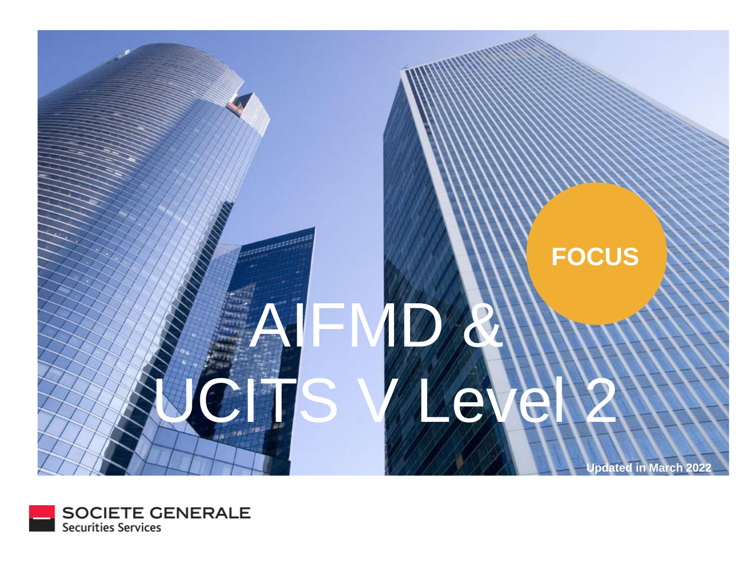FOCUS

# AIFMD & UCITS V Level 2

Updated in March 2022

SOCIETE GENERALE
Securities Services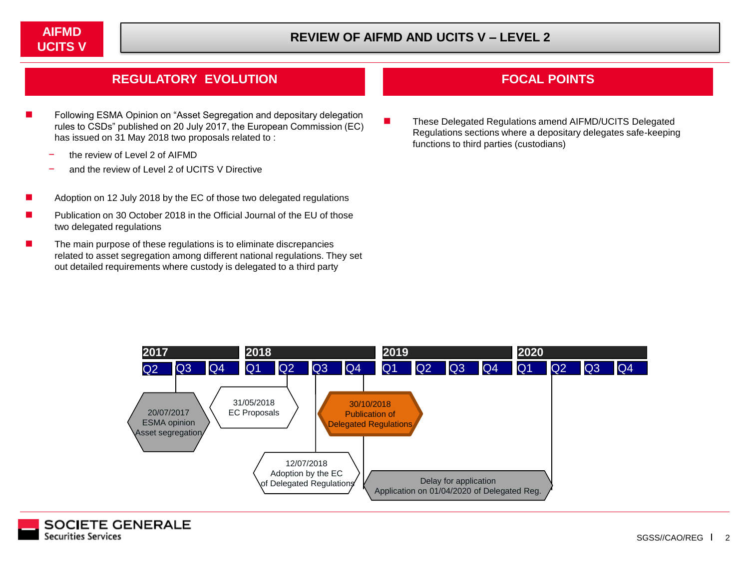AIFMD UCITS V

# REVIEW OF AIFMD AND UCITS V – LEVEL 2

## REGULATORY EVOLUTION

- Following ESMA Opinion on "Asset Segregation and depositary delegation rules to CSDs" published on 20 July 2017, the European Commission (EC) has issued on 31 May 2018 two proposals related to :
  - the review of Level 2 of AIFMD
  - and the review of Level 2 of UCITS V Directive
- Adoption on 12 July 2018 by the EC of those two delegated regulations
- Publication on 30 October 2018 in the Official Journal of the EU of those two delegated regulations
- The main purpose of these regulations is to eliminate discrepancies related to asset segregation among different national regulations. They set out detailed requirements where custody is delegated to a third party

## FOCAL POINTS

- These Delegated Regulations amend AIFMD/UCITS Delegated Regulations sections where a depositary delegates safe-keeping functions to third parties (custodians)

2017: Q2, Q3, Q4 | 2018: Q1, Q2, Q3, Q4 | 2019: Q1, Q2, Q3, Q4 | 2020: Q1, Q2, Q3, Q4

- 20/07/2017 ESMA opinion Asset segregation
- 31/05/2018 EC Proposals
- 12/07/2018 Adoption by the EC of Delegated Regulations
- 30/10/2018 Publication of Delegated Regulations
- Delay for application: Application on 01/04/2020 of Delegated Reg.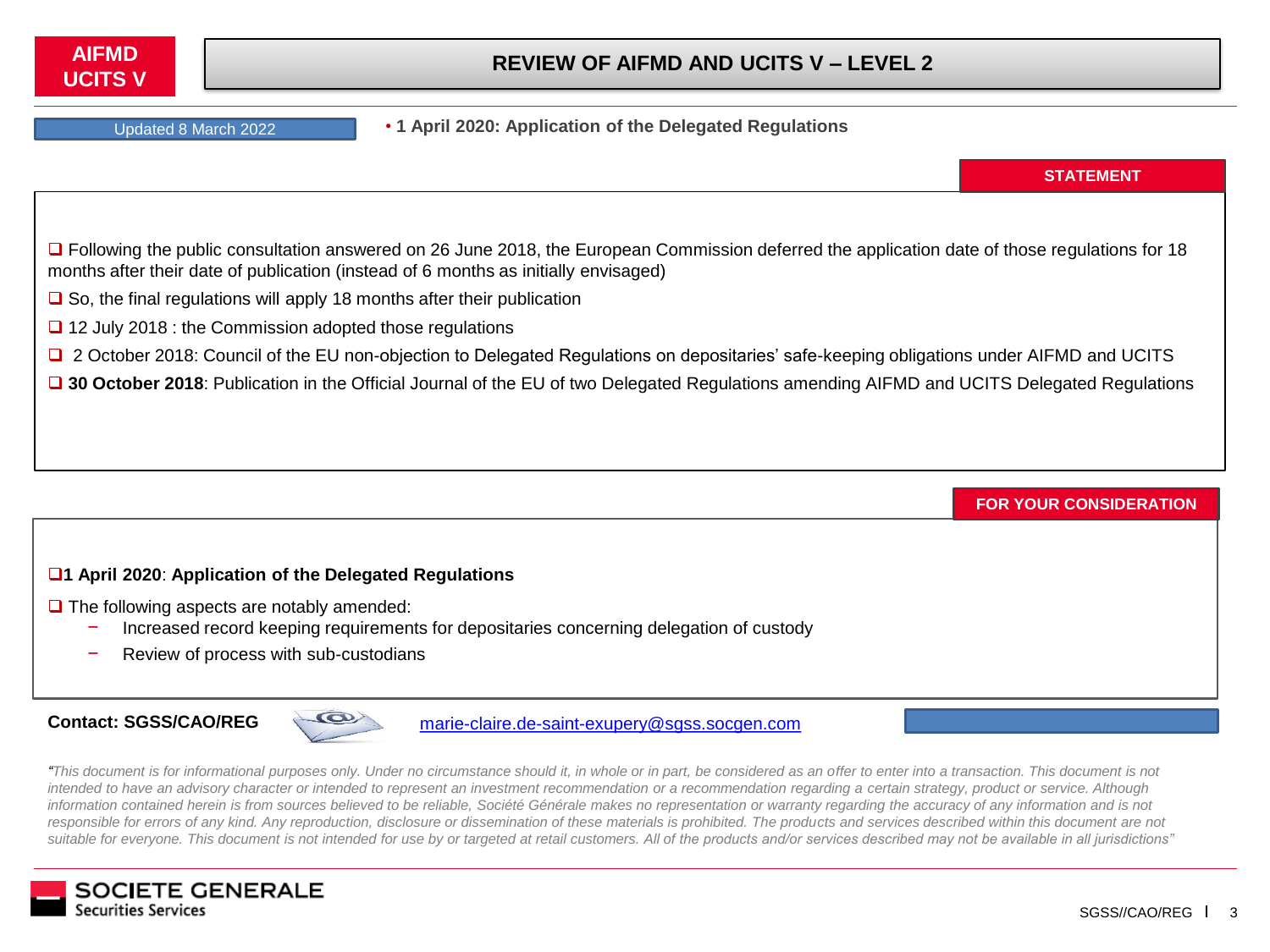AIFMD
UCITS V

# REVIEW OF AIFMD AND UCITS V – LEVEL 2

Updated 8 March 2022

• **1 April 2020: Application of the Delegated Regulations**

## STATEMENT

- Following the public consultation answered on 26 June 2018, the European Commission deferred the application date of those regulations for 18 months after their date of publication (instead of 6 months as initially envisaged)
- So, the final regulations will apply 18 months after their publication
- 12 July 2018 : the Commission adopted those regulations
- 2 October 2018: Council of the EU non-objection to Delegated Regulations on depositaries' safe-keeping obligations under AIFMD and UCITS
- **30 October 2018**: Publication in the Official Journal of the EU of two Delegated Regulations amending AIFMD and UCITS Delegated Regulations

## FOR YOUR CONSIDERATION

- **1 April 2020**: **Application of the Delegated Regulations**
- The following aspects are notably amended:
  - Increased record keeping requirements for depositaries concerning delegation of custody
  - Review of process with sub-custodians

**Contact: SGSS/CAO/REG** marie-claire.de-saint-exupery@sgss.socgen.com

*"This document is for informational purposes only. Under no circumstance should it, in whole or in part, be considered as an offer to enter into a transaction. This document is not intended to have an advisory character or intended to represent an investment recommendation or a recommendation regarding a certain strategy, product or service. Although information contained herein is from sources believed to be reliable, Société Générale makes no representation or warranty regarding the accuracy of any information and is not responsible for errors of any kind. Any reproduction, disclosure or dissemination of these materials is prohibited. The products and services described within this document are not suitable for everyone. This document is not intended for use by or targeted at retail customers. All of the products and/or services described may not be available in all jurisdictions"*

SOCIETE GENERALE
Securities Services